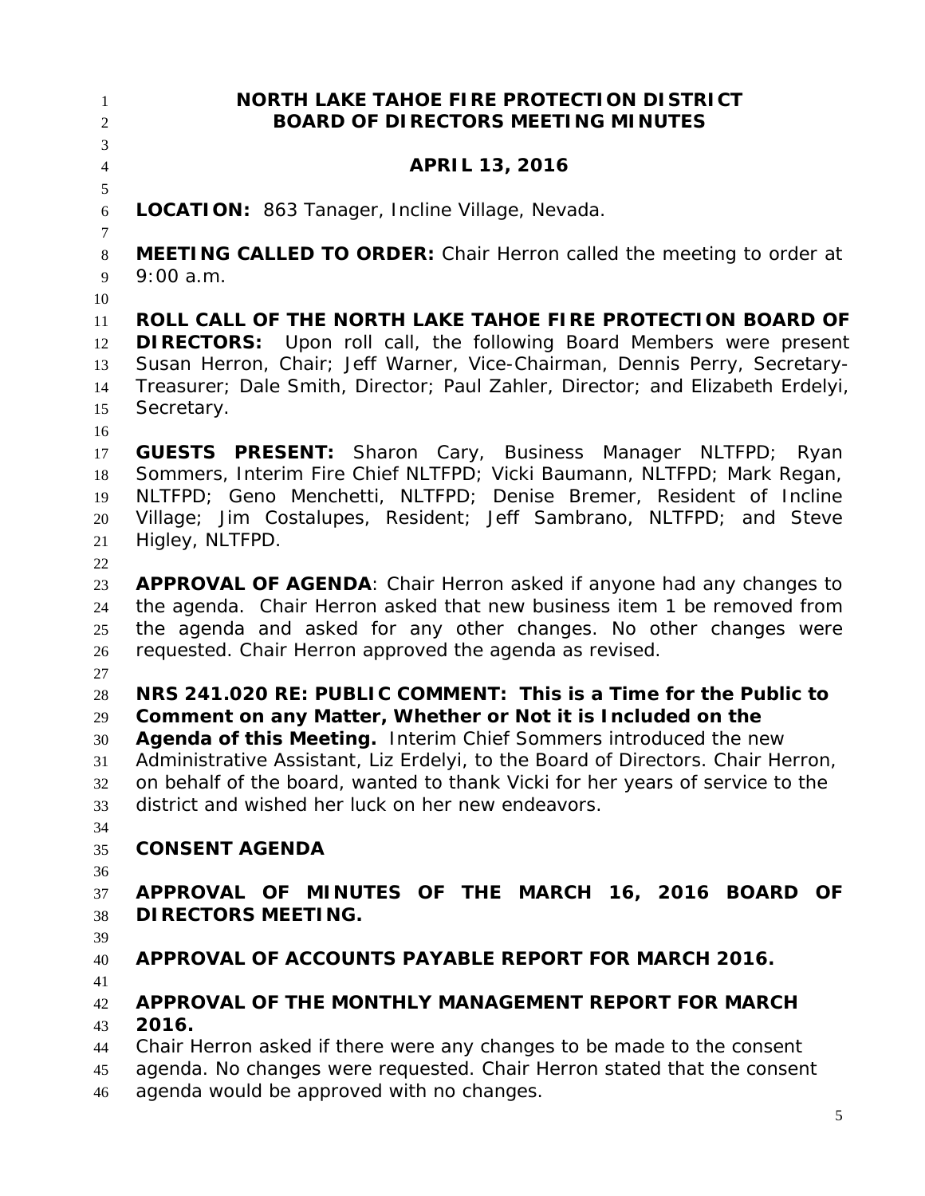# NORTH LAKE TAHOE FIRE PROTECTION DISTRICT
# BOARD OF DIRECTORS MEETING MINUTES

## APRIL 13, 2016

**LOCATION:** 863 Tanager, Incline Village, Nevada.

**MEETING CALLED TO ORDER:** Chair Herron called the meeting to order at 9:00 a.m.

**ROLL CALL OF THE NORTH LAKE TAHOE FIRE PROTECTION BOARD OF DIRECTORS:** Upon roll call, the following Board Members were present Susan Herron, Chair; Jeff Warner, Vice-Chairman, Dennis Perry, Secretary-Treasurer; Dale Smith, Director; Paul Zahler, Director; and Elizabeth Erdelyi, Secretary.

**GUESTS PRESENT:** Sharon Cary, Business Manager NLTFPD; Ryan Sommers, Interim Fire Chief NLTFPD; Vicki Baumann, NLTFPD; Mark Regan, NLTFPD; Geno Menchetti, NLTFPD; Denise Bremer, Resident of Incline Village; Jim Costalupes, Resident; Jeff Sambrano, NLTFPD; and Steve Higley, NLTFPD.

**APPROVAL OF AGENDA**: Chair Herron asked if anyone had any changes to the agenda. Chair Herron asked that new business item 1 be removed from the agenda and asked for any other changes. No other changes were requested. Chair Herron approved the agenda as revised.

**NRS 241.020 RE: PUBLIC COMMENT: This is a Time for the Public to Comment on any Matter, Whether or Not it is Included on the Agenda of this Meeting.** Interim Chief Sommers introduced the new Administrative Assistant, Liz Erdelyi, to the Board of Directors. Chair Herron, on behalf of the board, wanted to thank Vicki for her years of service to the district and wished her luck on her new endeavors.

**CONSENT AGENDA**

**APPROVAL OF MINUTES OF THE MARCH 16, 2016 BOARD OF DIRECTORS MEETING.**

**APPROVAL OF ACCOUNTS PAYABLE REPORT FOR MARCH 2016.**

**APPROVAL OF THE MONTHLY MANAGEMENT REPORT FOR MARCH 2016.**

Chair Herron asked if there were any changes to be made to the consent agenda. No changes were requested. Chair Herron stated that the consent agenda would be approved with no changes.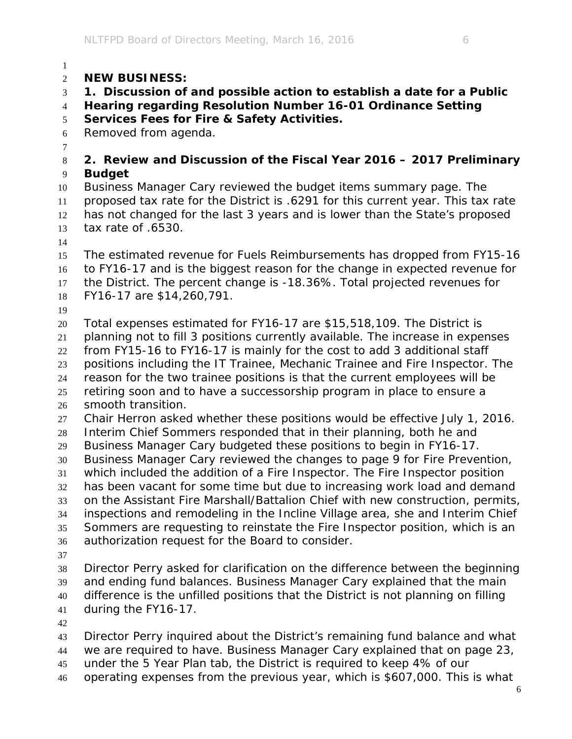**NEW BUSINESS:**

**1. Discussion of and possible action to establish a date for a Public Hearing regarding Resolution Number 16-01 Ordinance Setting Services Fees for Fire & Safety Activities.**

Removed from agenda.

**2. Review and Discussion of the Fiscal Year 2016 – 2017 Preliminary Budget**

Business Manager Cary reviewed the budget items summary page. The proposed tax rate for the District is .6291 for this current year. This tax rate has not changed for the last 3 years and is lower than the State's proposed tax rate of .6530.

The estimated revenue for Fuels Reimbursements has dropped from FY15-16 to FY16-17 and is the biggest reason for the change in expected revenue for the District. The percent change is -18.36%. Total projected revenues for FY16-17 are $14,260,791.

Total expenses estimated for FY16-17 are $15,518,109. The District is planning not to fill 3 positions currently available. The increase in expenses from FY15-16 to FY16-17 is mainly for the cost to add 3 additional staff positions including the IT Trainee, Mechanic Trainee and Fire Inspector. The reason for the two trainee positions is that the current employees will be retiring soon and to have a successorship program in place to ensure a smooth transition.

Chair Herron asked whether these positions would be effective July 1, 2016. Interim Chief Sommers responded that in their planning, both he and Business Manager Cary budgeted these positions to begin in FY16-17. Business Manager Cary reviewed the changes to page 9 for Fire Prevention, which included the addition of a Fire Inspector. The Fire Inspector position has been vacant for some time but due to increasing work load and demand on the Assistant Fire Marshall/Battalion Chief with new construction, permits, inspections and remodeling in the Incline Village area, she and Interim Chief Sommers are requesting to reinstate the Fire Inspector position, which is an authorization request for the Board to consider.

Director Perry asked for clarification on the difference between the beginning and ending fund balances. Business Manager Cary explained that the main difference is the unfilled positions that the District is not planning on filling during the FY16-17.

Director Perry inquired about the District's remaining fund balance and what we are required to have. Business Manager Cary explained that on page 23, under the 5 Year Plan tab, the District is required to keep 4% of our operating expenses from the previous year, which is $607,000. This is what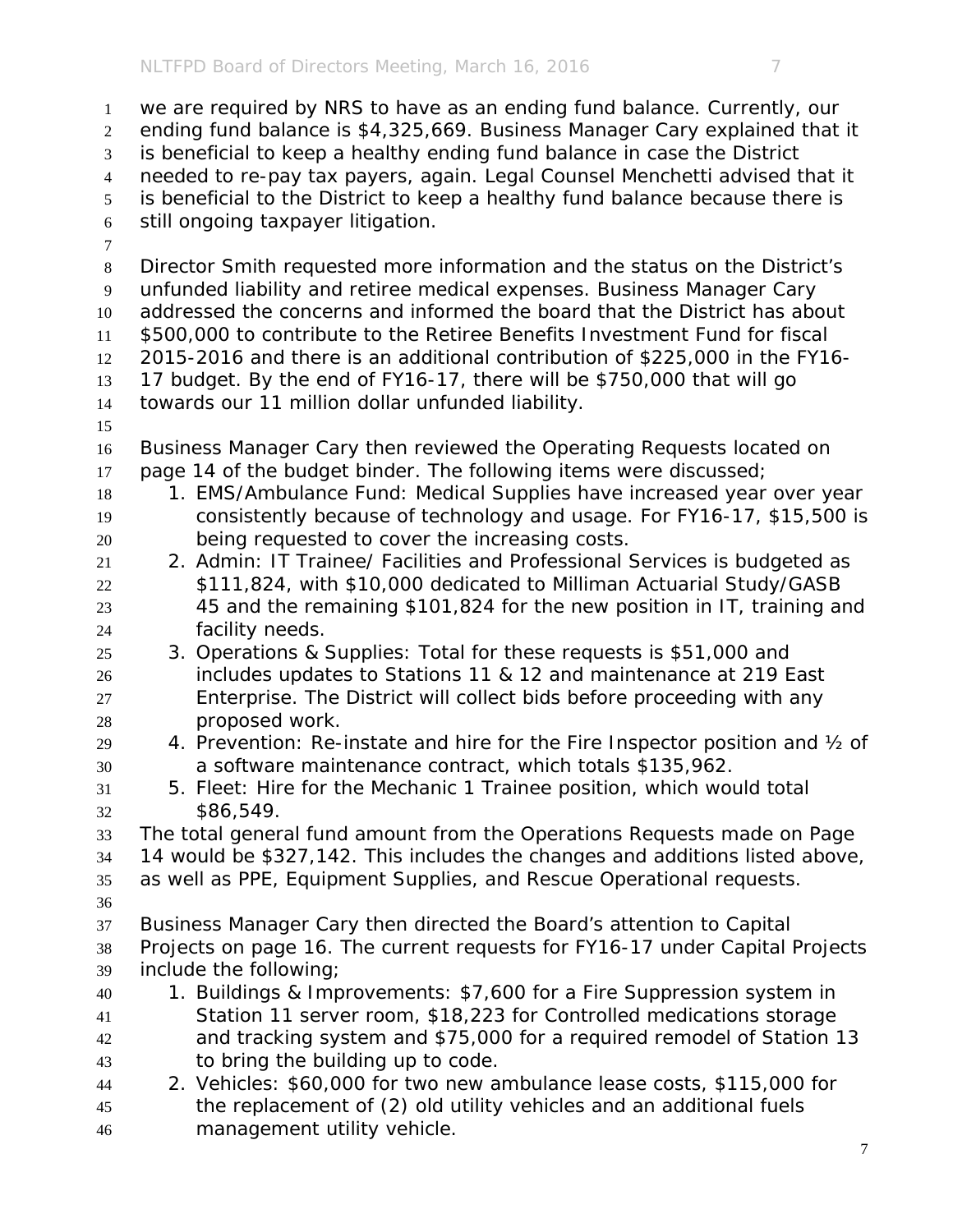we are required by NRS to have as an ending fund balance. Currently, our ending fund balance is $4,325,669. Business Manager Cary explained that it is beneficial to keep a healthy ending fund balance in case the District needed to re-pay tax payers, again. Legal Counsel Menchetti advised that it is beneficial to the District to keep a healthy fund balance because there is still ongoing taxpayer litigation.

Director Smith requested more information and the status on the District's unfunded liability and retiree medical expenses. Business Manager Cary addressed the concerns and informed the board that the District has about $500,000 to contribute to the Retiree Benefits Investment Fund for fiscal 2015-2016 and there is an additional contribution of $225,000 in the FY16-17 budget. By the end of FY16-17, there will be $750,000 that will go towards our 11 million dollar unfunded liability.

Business Manager Cary then reviewed the Operating Requests located on page 14 of the budget binder. The following items were discussed;

1. EMS/Ambulance Fund: Medical Supplies have increased year over year consistently because of technology and usage. For FY16-17, $15,500 is being requested to cover the increasing costs.
2. Admin: IT Trainee/ Facilities and Professional Services is budgeted as $111,824, with $10,000 dedicated to Milliman Actuarial Study/GASB 45 and the remaining $101,824 for the new position in IT, training and facility needs.
3. Operations & Supplies: Total for these requests is $51,000 and includes updates to Stations 11 & 12 and maintenance at 219 East Enterprise. The District will collect bids before proceeding with any proposed work.
4. Prevention: Re-instate and hire for the Fire Inspector position and ½ of a software maintenance contract, which totals $135,962.
5. Fleet: Hire for the Mechanic 1 Trainee position, which would total $86,549.

The total general fund amount from the Operations Requests made on Page 14 would be $327,142. This includes the changes and additions listed above, as well as PPE, Equipment Supplies, and Rescue Operational requests.

Business Manager Cary then directed the Board's attention to Capital Projects on page 16. The current requests for FY16-17 under Capital Projects include the following;

1. Buildings & Improvements: $7,600 for a Fire Suppression system in Station 11 server room, $18,223 for Controlled medications storage and tracking system and $75,000 for a required remodel of Station 13 to bring the building up to code.
2. Vehicles: $60,000 for two new ambulance lease costs, $115,000 for the replacement of (2) old utility vehicles and an additional fuels management utility vehicle.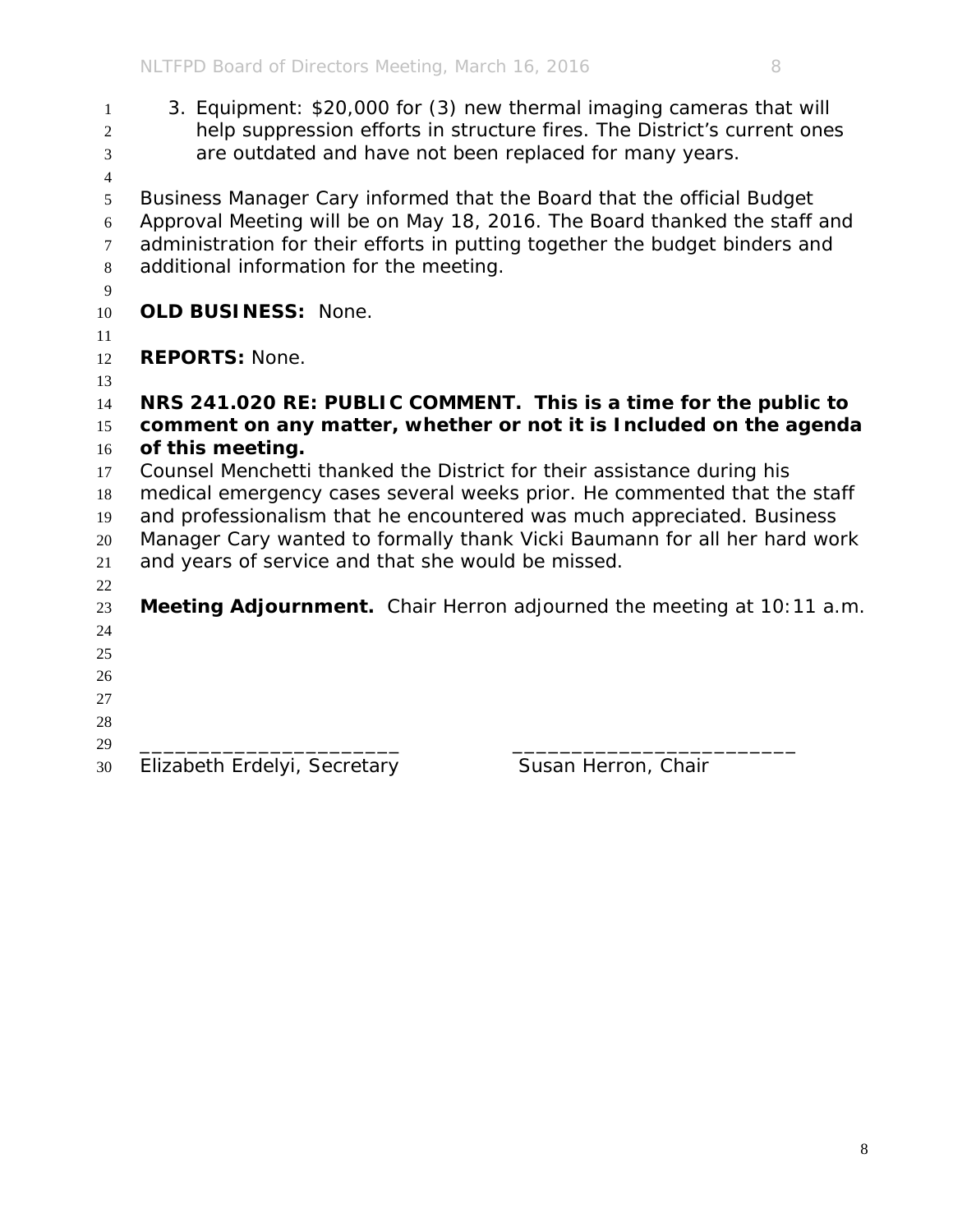3. Equipment: $20,000 for (3) new thermal imaging cameras that will help suppression efforts in structure fires. The District's current ones are outdated and have not been replaced for many years.

Business Manager Cary informed that the Board that the official Budget Approval Meeting will be on May 18, 2016. The Board thanked the staff and administration for their efforts in putting together the budget binders and additional information for the meeting.

**OLD BUSINESS:** None.

**REPORTS:** None.

**NRS 241.020 RE: PUBLIC COMMENT. This is a time for the public to comment on any matter, whether or not it is Included on the agenda of this meeting.**

Counsel Menchetti thanked the District for their assistance during his medical emergency cases several weeks prior. He commented that the staff and professionalism that he encountered was much appreciated. Business Manager Cary wanted to formally thank Vicki Baumann for all her hard work and years of service and that she would be missed.

**Meeting Adjournment.** Chair Herron adjourned the meeting at 10:11 a.m.

______________________ ________________________

Elizabeth Erdelyi, Secretary Susan Herron, Chair